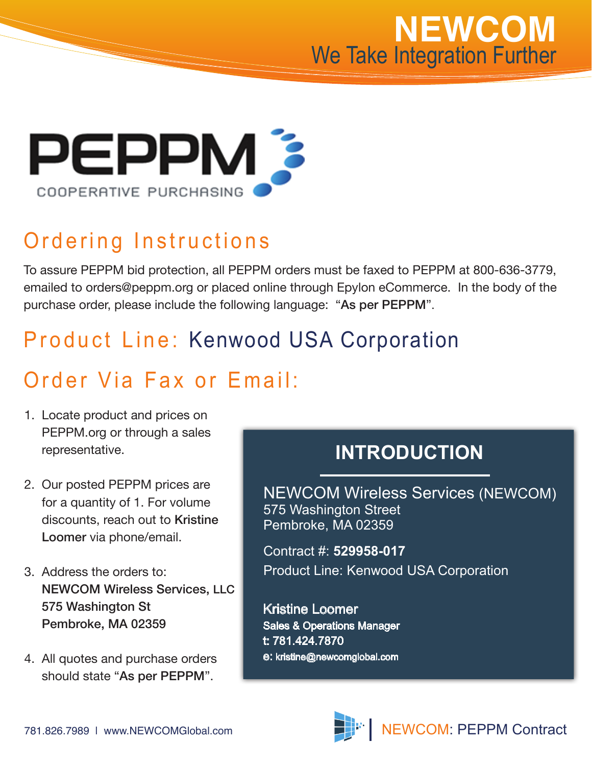# NEWCOM

We Take Integration Further

PEPPM

COOPERATIVE PURCHASING

## Ordering Instructions

To assure PEPPM bid protection, all PEPPM orders must be faxed to PEPPM at 800-636-3779, emailed to orders@peppm.org or placed online through Epylon eCommerce. In the body of the purchase order, please include the following language: "**As per PEPPM**".

## Product Line: Kenwood USA Corporation

## Order Via Fax or Email:

1. Locate product and prices on PEPPM.org or through a sales representative.
2. Our posted PEPPM prices are for a quantity of 1. For volume discounts, reach out to **Kristine Loomer** via phone/email.
3. Address the orders to:
   **NEWCOM Wireless Services, LLC**
   **575 Washington St**
   **Pembroke, MA 02359**
4. All quotes and purchase orders should state "**As per PEPPM**".

### INTRODUCTION

NEWCOM Wireless Services (NEWCOM)
575 Washington Street
Pembroke, MA 02359

Contract #: **529958-017**
Product Line: Kenwood USA Corporation

Kristine Loomer
Sales & Operations Manager
t: 781.424.7870
e: kristine@newcomglobal.com

781.826.7989 | www.NEWCOMGlobal.com

NEWCOM: PEPPM Contract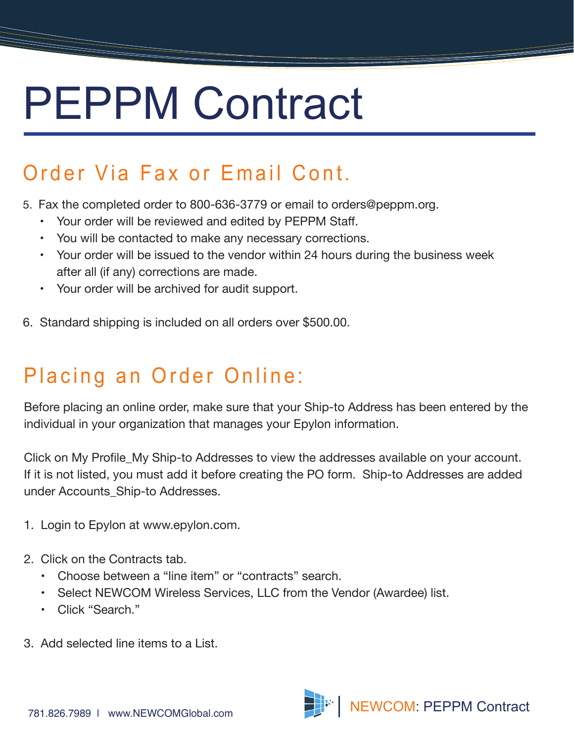# PEPPM Contract

## Order Via Fax or Email Cont.

5. Fax the completed order to 800-636-3779 or email to orders@peppm.org.
   - Your order will be reviewed and edited by PEPPM Staff.
   - You will be contacted to make any necessary corrections.
   - Your order will be issued to the vendor within 24 hours during the business week after all (if any) corrections are made.
   - Your order will be archived for audit support.

6. Standard shipping is included on all orders over $500.00.

## Placing an Order Online:

Before placing an online order, make sure that your Ship-to Address has been entered by the individual in your organization that manages your Epylon information.

Click on My Profile_My Ship-to Addresses to view the addresses available on your account. If it is not listed, you must add it before creating the PO form. Ship-to Addresses are added under Accounts_Ship-to Addresses.

1. Login to Epylon at www.epylon.com.

2. Click on the Contracts tab.
   - Choose between a "line item" or "contracts" search.
   - Select NEWCOM Wireless Services, LLC from the Vendor (Awardee) list.
   - Click "Search."

3. Add selected line items to a List.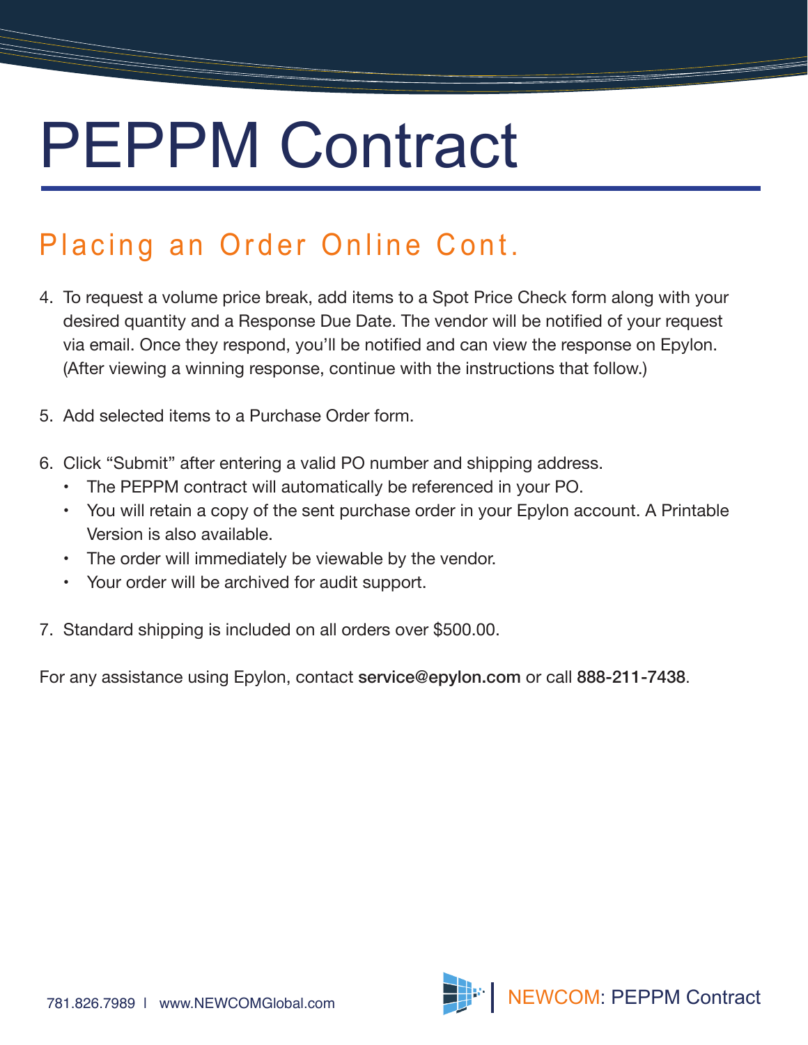# PEPPM Contract

## Placing an Order Online Cont.

4. To request a volume price break, add items to a Spot Price Check form along with your desired quantity and a Response Due Date. The vendor will be notified of your request via email. Once they respond, you'll be notified and can view the response on Epylon. (After viewing a winning response, continue with the instructions that follow.)

5. Add selected items to a Purchase Order form.

6. Click "Submit" after entering a valid PO number and shipping address.
   - The PEPPM contract will automatically be referenced in your PO.
   - You will retain a copy of the sent purchase order in your Epylon account. A Printable Version is also available.
   - The order will immediately be viewable by the vendor.
   - Your order will be archived for audit support.

7. Standard shipping is included on all orders over $500.00.

For any assistance using Epylon, contact **service@epylon.com** or call **888-211-7438**.